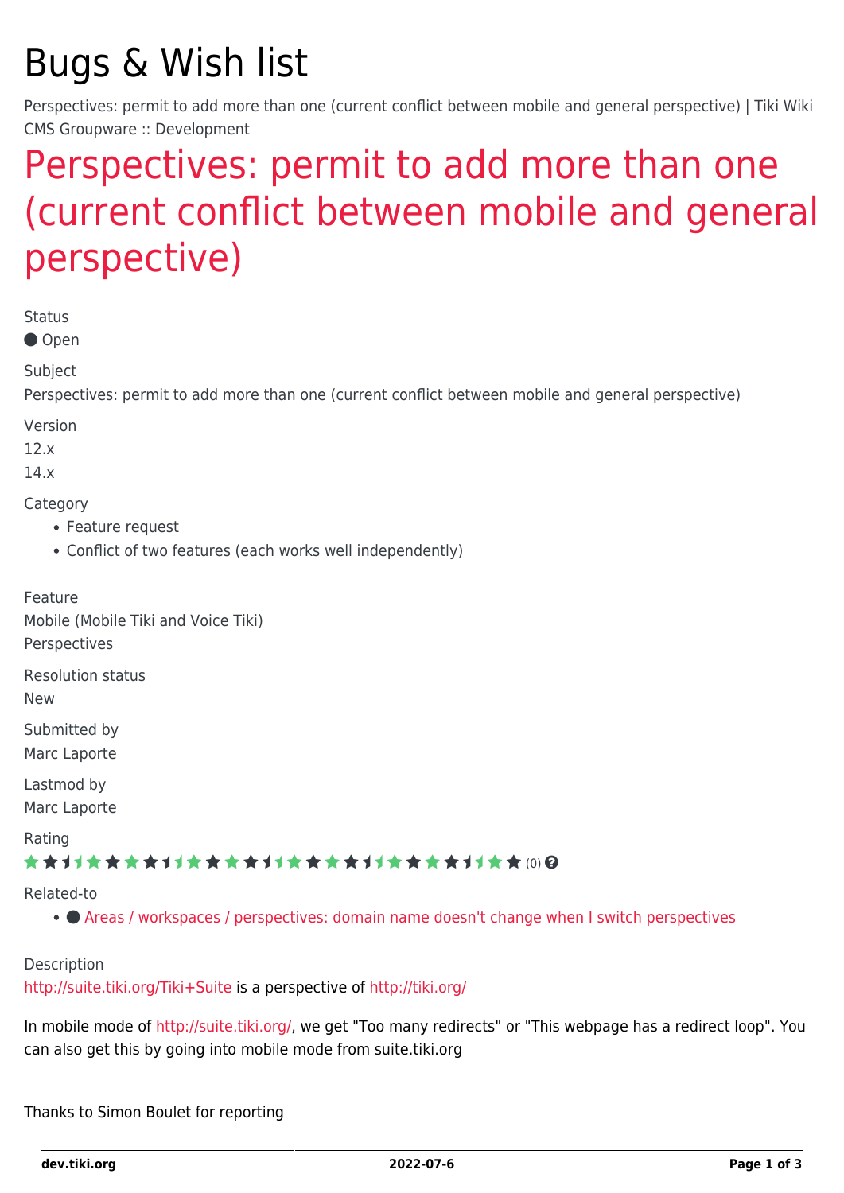# Bugs & Wish list

Perspectives: permit to add more than one (current conflict between mobile and general perspective) | Tiki Wiki CMS Groupware :: Development

## Perspectives: permit to add more than one (current conflict between mobile and general perspective)

Status

● Open

Subject

Perspectives: permit to add more than one (current conflict between mobile and general perspective)

Version

12.x

14.x

Category

- Feature request
- Conflict of two features (each works well independently)

Feature

Mobile (Mobile Tiki and Voice Tiki)

Perspectives

Resolution status

New

Submitted by

Marc Laporte

Lastmod by

Marc Laporte

Rating

(0)

Related-to

- ● Areas / workspaces / perspectives: domain name doesn't change when I switch perspectives

Description

http://suite.tiki.org/Tiki+Suite is a perspective of http://tiki.org/

In mobile mode of http://suite.tiki.org/, we get "Too many redirects" or "This webpage has a redirect loop". You can also get this by going into mobile mode from suite.tiki.org

Thanks to Simon Boulet for reporting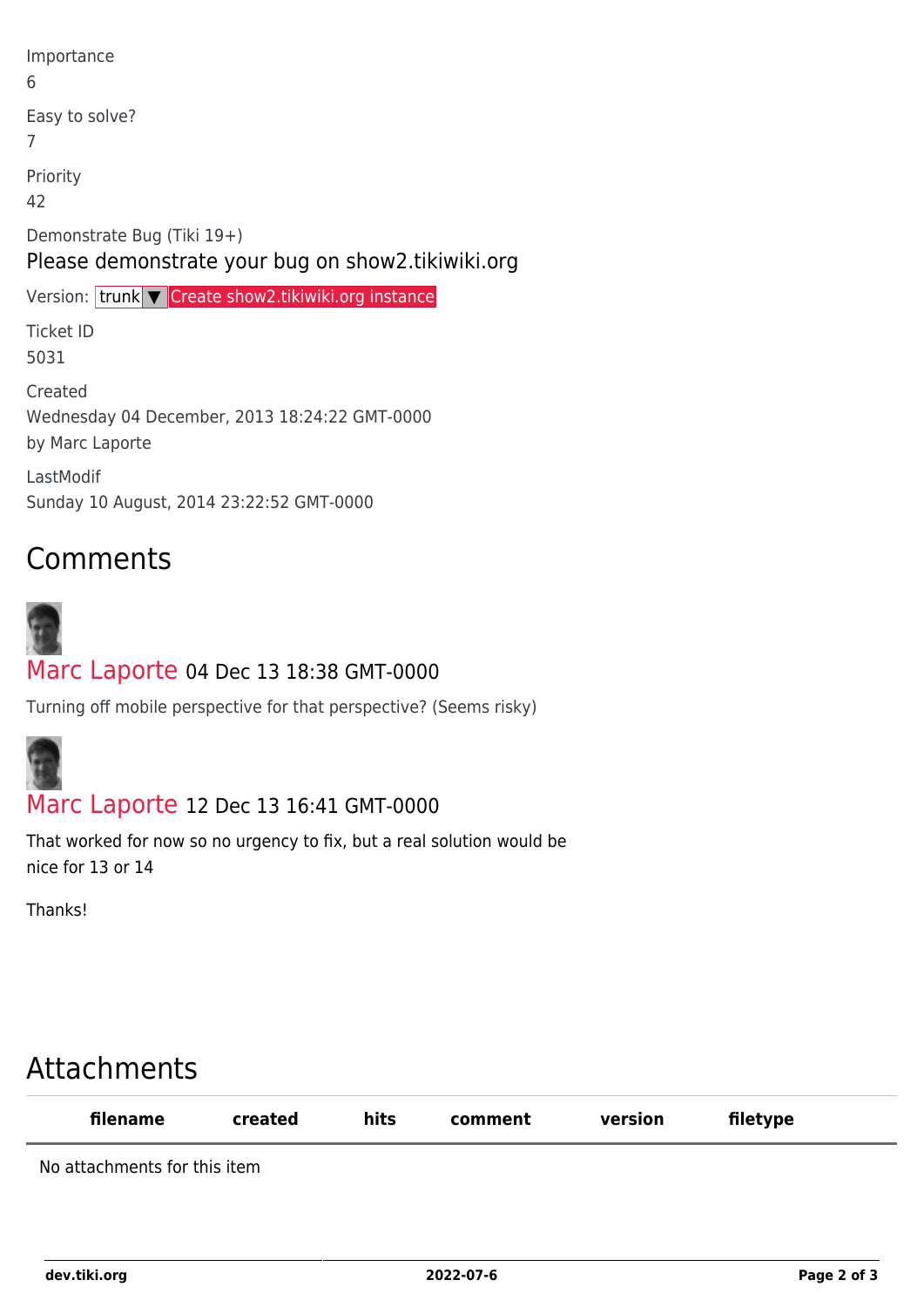Importance
6

Easy to solve?
7

Priority
42

Demonstrate Bug (Tiki 19+)

Please demonstrate your bug on show2.tikiwiki.org

Version: trunk ▼ Create show2.tikiwiki.org instance

Ticket ID
5031

Created
Wednesday 04 December, 2013 18:24:22 GMT-0000
by Marc Laporte

LastModif
Sunday 10 August, 2014 23:22:52 GMT-0000

## Comments

Marc Laporte 04 Dec 13 18:38 GMT-0000

Turning off mobile perspective for that perspective? (Seems risky)

Marc Laporte 12 Dec 13 16:41 GMT-0000

That worked for now so no urgency to fix, but a real solution would be nice for 13 or 14

Thanks!

## Attachments

| filename | created | hits | comment | version | filetype |
| --- | --- | --- | --- | --- | --- |
| No attachments for this item | | | | | |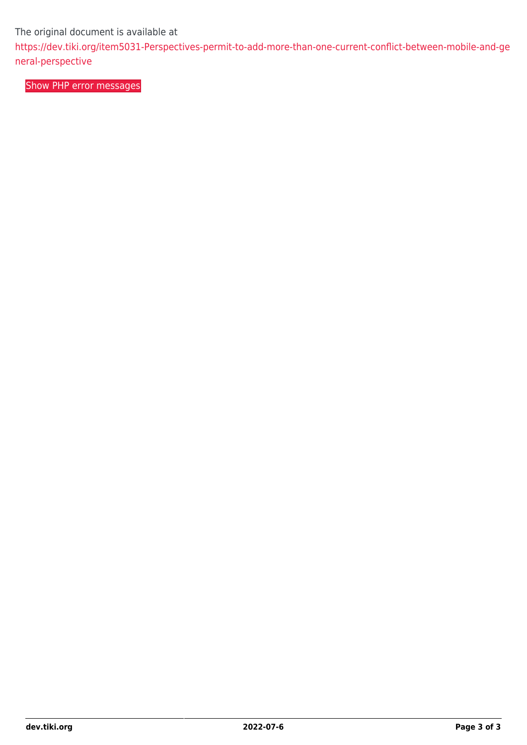The original document is available at https://dev.tiki.org/item5031-Perspectives-permit-to-add-more-than-one-current-conflict-between-mobile-and-general-perspective

Show PHP error messages